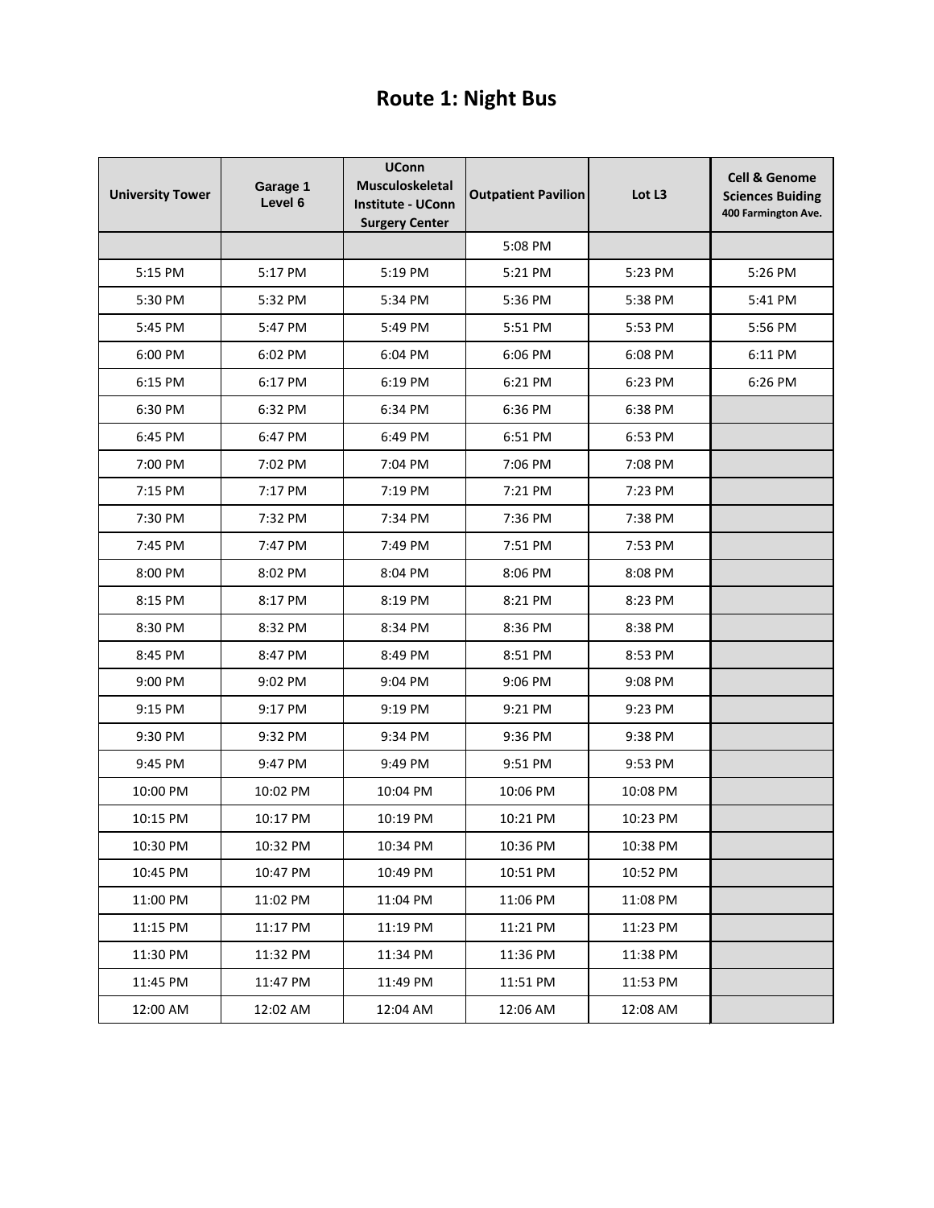# Route 1: Night Bus

| University Tower | Garage 1 Level 6 | UConn Musculoskeletal Institute - UConn Surgery Center | Outpatient Pavilion | Lot L3 | Cell & Genome Sciences Buiding 400 Farmington Ave. |
|---|---|---|---|---|---|
| | | | 5:08 PM | | |
| 5:15 PM | 5:17 PM | 5:19 PM | 5:21 PM | 5:23 PM | 5:26 PM |
| 5:30 PM | 5:32 PM | 5:34 PM | 5:36 PM | 5:38 PM | 5:41 PM |
| 5:45 PM | 5:47 PM | 5:49 PM | 5:51 PM | 5:53 PM | 5:56 PM |
| 6:00 PM | 6:02 PM | 6:04 PM | 6:06 PM | 6:08 PM | 6:11 PM |
| 6:15 PM | 6:17 PM | 6:19 PM | 6:21 PM | 6:23 PM | 6:26 PM |
| 6:30 PM | 6:32 PM | 6:34 PM | 6:36 PM | 6:38 PM | |
| 6:45 PM | 6:47 PM | 6:49 PM | 6:51 PM | 6:53 PM | |
| 7:00 PM | 7:02 PM | 7:04 PM | 7:06 PM | 7:08 PM | |
| 7:15 PM | 7:17 PM | 7:19 PM | 7:21 PM | 7:23 PM | |
| 7:30 PM | 7:32 PM | 7:34 PM | 7:36 PM | 7:38 PM | |
| 7:45 PM | 7:47 PM | 7:49 PM | 7:51 PM | 7:53 PM | |
| 8:00 PM | 8:02 PM | 8:04 PM | 8:06 PM | 8:08 PM | |
| 8:15 PM | 8:17 PM | 8:19 PM | 8:21 PM | 8:23 PM | |
| 8:30 PM | 8:32 PM | 8:34 PM | 8:36 PM | 8:38 PM | |
| 8:45 PM | 8:47 PM | 8:49 PM | 8:51 PM | 8:53 PM | |
| 9:00 PM | 9:02 PM | 9:04 PM | 9:06 PM | 9:08 PM | |
| 9:15 PM | 9:17 PM | 9:19 PM | 9:21 PM | 9:23 PM | |
| 9:30 PM | 9:32 PM | 9:34 PM | 9:36 PM | 9:38 PM | |
| 9:45 PM | 9:47 PM | 9:49 PM | 9:51 PM | 9:53 PM | |
| 10:00 PM | 10:02 PM | 10:04 PM | 10:06 PM | 10:08 PM | |
| 10:15 PM | 10:17 PM | 10:19 PM | 10:21 PM | 10:23 PM | |
| 10:30 PM | 10:32 PM | 10:34 PM | 10:36 PM | 10:38 PM | |
| 10:45 PM | 10:47 PM | 10:49 PM | 10:51 PM | 10:52 PM | |
| 11:00 PM | 11:02 PM | 11:04 PM | 11:06 PM | 11:08 PM | |
| 11:15 PM | 11:17 PM | 11:19 PM | 11:21 PM | 11:23 PM | |
| 11:30 PM | 11:32 PM | 11:34 PM | 11:36 PM | 11:38 PM | |
| 11:45 PM | 11:47 PM | 11:49 PM | 11:51 PM | 11:53 PM | |
| 12:00 AM | 12:02 AM | 12:04 AM | 12:06 AM | 12:08 AM | |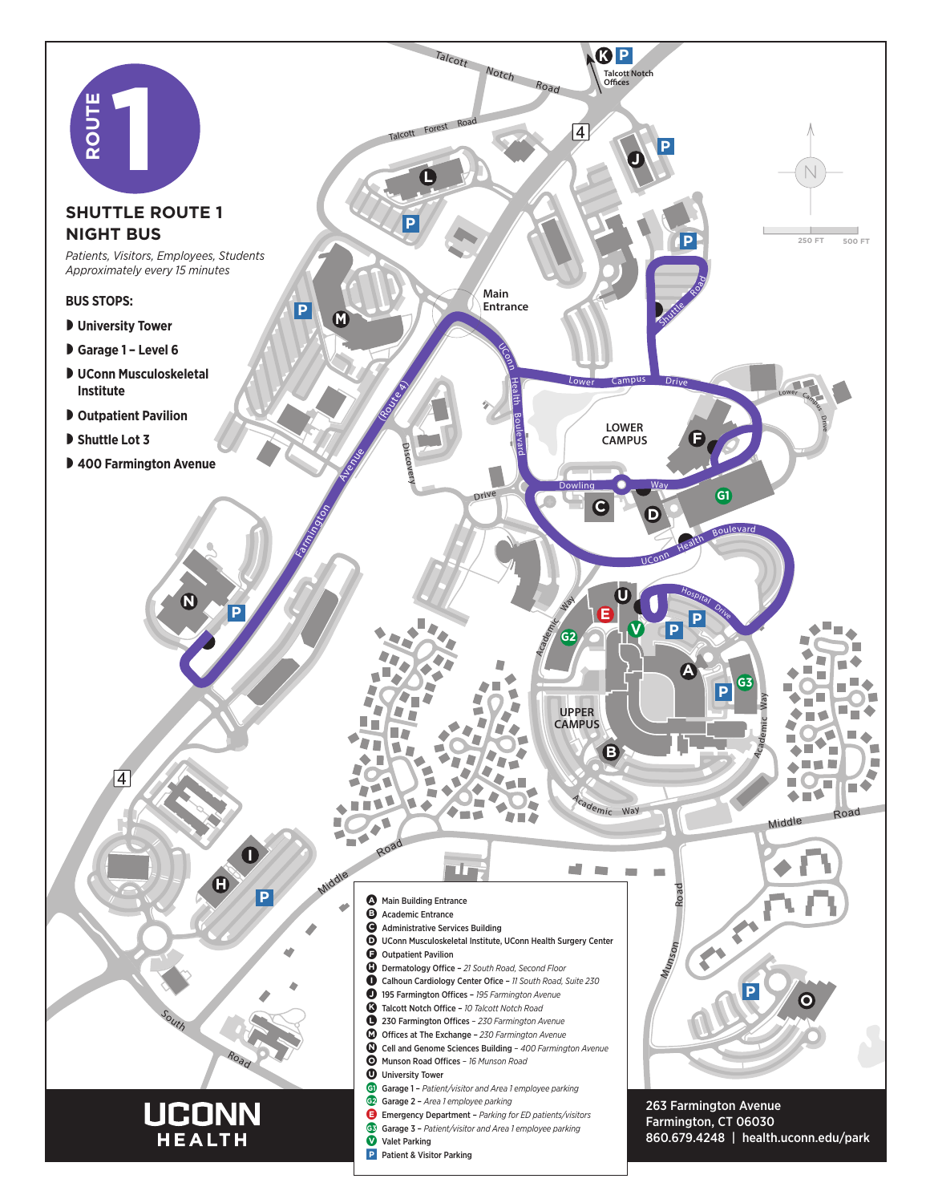# ROUTE 1

## SHUTTLE ROUTE 1 NIGHT BUS

*Patients, Visitors, Employees, Students*
*Approximately every 15 minutes*

**BUS STOPS:**

- **University Tower**
- **Garage 1 – Level 6**
- **UConn Musculoskeletal Institute**
- **Outpatient Pavilion**
- **Shuttle Lot 3**
- **400 Farmington Avenue**

Talcott Notch Road
Talcott Notch Offices
Talcott Forest Road
4
Main Entrance
UConn Health Boulevard
Lower Campus Drive
Shuttle Road
Farmington Avenue (Route 4)
Discovery Drive
LOWER CAMPUS
Dowling Way
UConn Health Boulevard
Hospital Drive
Academic Way
UPPER CAMPUS
Academic Way
Middle Road
Munson Road
South Road
250 FT
500 FT
N

- **A** Main Building Entrance
- **B** Academic Entrance
- **C** Administrative Services Building
- **D** UConn Musculoskeletal Institute, UConn Health Surgery Center
- **F** Outpatient Pavilion
- **H** Dermatology Office – *21 South Road, Second Floor*
- **I** Calhoun Cardiology Center Office – *11 South Road, Suite 230*
- **J** 195 Farmington Offices – *195 Farmington Avenue*
- **K** Talcott Notch Office – *10 Talcott Notch Road*
- **L** 230 Farmington Offices – *230 Farmington Avenue*
- **M** Offices at The Exchange – *230 Farmington Avenue*
- **N** Cell and Genome Sciences Building – *400 Farmington Avenue*
- **O** Munson Road Offices – *16 Munson Road*
- **U** University Tower
- **G1** Garage 1 – *Patient/visitor and Area 1 employee parking*
- **G2** Garage 2 – *Area 1 employee parking*
- **E** Emergency Department – *Parking for ED patients/visitors*
- **G3** Garage 3 – *Patient/visitor and Area 1 employee parking*
- **V** Valet Parking
- **P** Patient & Visitor Parking

UCONN HEALTH

263 Farmington Avenue
Farmington, CT 06030
860.679.4248 | health.uconn.edu/park